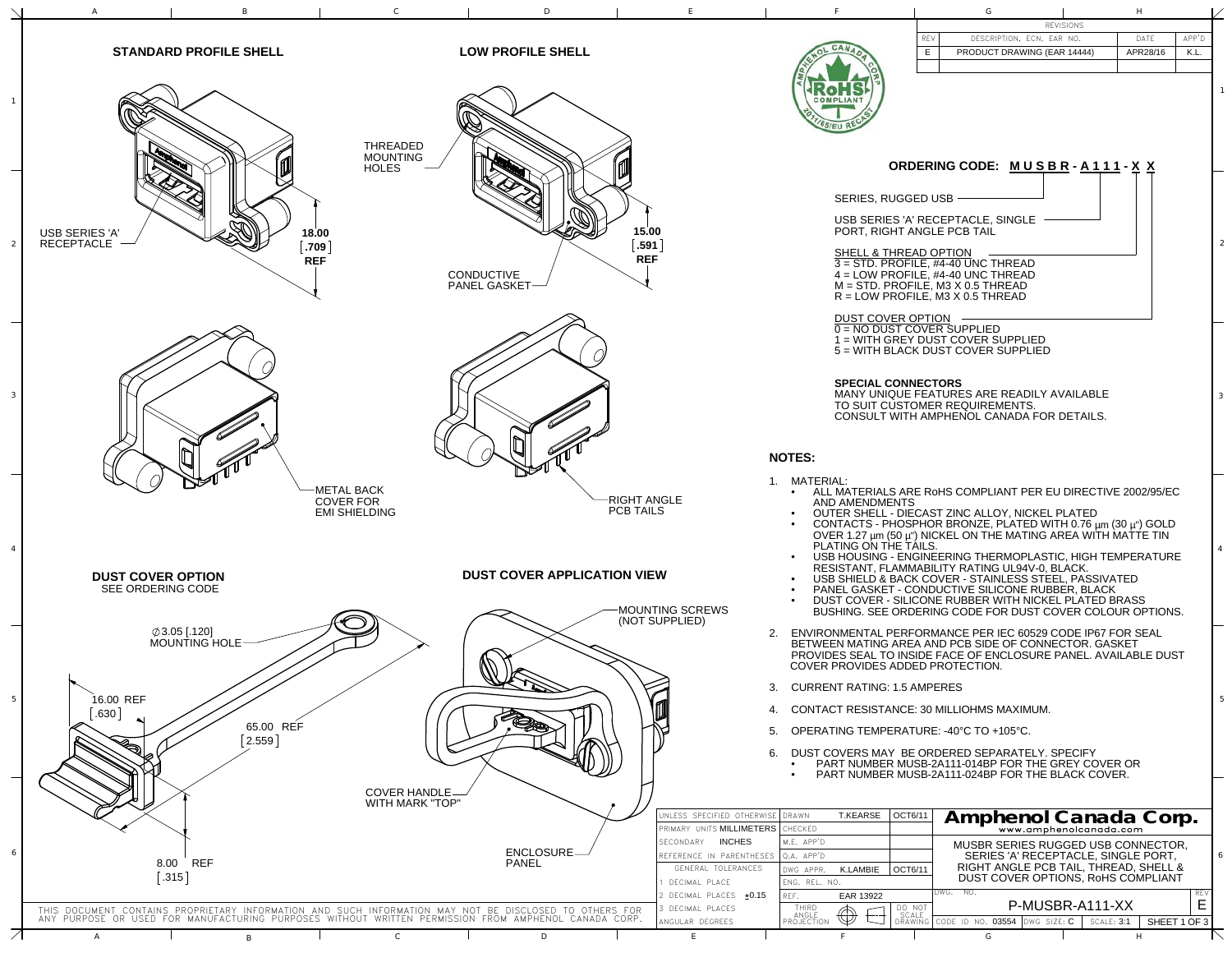| REV | DESCRIPTION, ECN, EAR NO. | DATE | APP'D |
|---|---|---|---|
| E | PRODUCT DRAWING (EAR 14444) | APR28/16 | K.L. |

## STANDARD PROFILE SHELL

USB SERIES 'A' RECEPTACLE

18.00 [.709] REF

METAL BACK COVER FOR EMI SHIELDING

## LOW PROFILE SHELL

THREADED MOUNTING HOLES

CONDUCTIVE PANEL GASKET

15.00 [.591] REF

RIGHT ANGLE PCB TAILS

## DUST COVER OPTION

SEE ORDERING CODE

∅3.05 [.120] MOUNTING HOLE

16.00 REF [.630]

65.00 REF [2.559]

8.00 REF [.315]

COVER HANDLE WITH MARK "TOP"

## DUST COVER APPLICATION VIEW

MOUNTING SCREWS (NOT SUPPLIED)

ENCLOSURE PANEL

## ORDERING CODE: MUSBR - A111 - X X

- SERIES, RUGGED USB
- USB SERIES 'A' RECEPTACLE, SINGLE PORT, RIGHT ANGLE PCB TAIL
- SHELL & THREAD OPTION
  - 3 = STD. PROFILE, #4-40 UNC THREAD
  - 4 = LOW PROFILE, #4-40 UNC THREAD
  - M = STD. PROFILE, M3 X 0.5 THREAD
  - R = LOW PROFILE, M3 X 0.5 THREAD
- DUST COVER OPTION
  - 0 = NO DUST COVER SUPPLIED
  - 1 = WITH GREY DUST COVER SUPPLIED
  - 5 = WITH BLACK DUST COVER SUPPLIED

**SPECIAL CONNECTORS**
MANY UNIQUE FEATURES ARE READILY AVAILABLE TO SUIT CUSTOMER REQUIREMENTS. CONSULT WITH AMPHENOL CANADA FOR DETAILS.

## NOTES:

1. MATERIAL:
   - ALL MATERIALS ARE RoHS COMPLIANT PER EU DIRECTIVE 2002/95/EC AND AMENDMENTS
   - OUTER SHELL - DIECAST ZINC ALLOY, NICKEL PLATED
   - CONTACTS - PHOSPHOR BRONZE, PLATED WITH 0.76 μm (30 μ") GOLD OVER 1.27 μm (50 μ") NICKEL ON THE MATING AREA WITH MATTE TIN PLATING ON THE TAILS.
   - USB HOUSING - ENGINEERING THERMOPLASTIC, HIGH TEMPERATURE RESISTANT, FLAMMABILITY RATING UL94V-0, BLACK.
   - USB SHIELD & BACK COVER - STAINLESS STEEL, PASSIVATED
   - PANEL GASKET - CONDUCTIVE SILICONE RUBBER, BLACK
   - DUST COVER - SILICONE RUBBER WITH NICKEL PLATED BRASS BUSHING. SEE ORDERING CODE FOR DUST COVER COLOUR OPTIONS.
2. ENVIRONMENTAL PERFORMANCE PER IEC 60529 CODE IP67 FOR SEAL BETWEEN MATING AREA AND PCB SIDE OF CONNECTOR. GASKET PROVIDES SEAL TO INSIDE FACE OF ENCLOSURE PANEL. AVAILABLE DUST COVER PROVIDES ADDED PROTECTION.
3. CURRENT RATING: 1.5 AMPERES
4. CONTACT RESISTANCE: 30 MILLIOHMS MAXIMUM.
5. OPERATING TEMPERATURE: -40°C TO +105°C.
6. DUST COVERS MAY BE ORDERED SEPARATELY. SPECIFY
   - PART NUMBER MUSB-2A111-014BP FOR THE GREY COVER OR
   - PART NUMBER MUSB-2A111-024BP FOR THE BLACK COVER.

| UNLESS SPECIFIED OTHERWISE | DRAWN | T.KEARSE | OCT6/11 |
|---|---|---|---|
| PRIMARY UNITS MILLIMETERS | CHECKED | | |
| SECONDARY INCHES | M.E. APP'D | | |
| REFERENCE IN PARENTHESES | Q.A. APP'D | | |
| GENERAL TOLERANCES | DWG APPR. | K.LAMBIE | OCT6/11 |
| 1 DECIMAL PLACE | ENG. REL. NO. | | |
| 2 DECIMAL PLACES ±0.15 | REF. | EAR 13922 | |
| 3 DECIMAL PLACES | THIRD ANGLE PROJECTION | | DO NOT SCALE DRAWING |
| ANGULAR DEGREES | | | |

**Amphenol Canada Corp.**
www.amphenolcanada.com

MUSBR SERIES RUGGED USB CONNECTOR, SERIES 'A' RECEPTACLE, SINGLE PORT, RIGHT ANGLE PCB TAIL, THREAD, SHELL & DUST COVER OPTIONS, RoHS COMPLIANT

DWG. NO. P-MUSBR-A111-XX — REV E

CODE ID NO. 03554 | DWG SIZE: C | SCALE: 3:1

THIS DOCUMENT CONTAINS PROPRIETARY INFORMATION AND SUCH INFORMATION MAY NOT BE DISCLOSED TO OTHERS FOR ANY PURPOSE OR USED FOR MANUFACTURING PURPOSES WITHOUT WRITTEN PERMISSION FROM AMPHENOL CANADA CORP.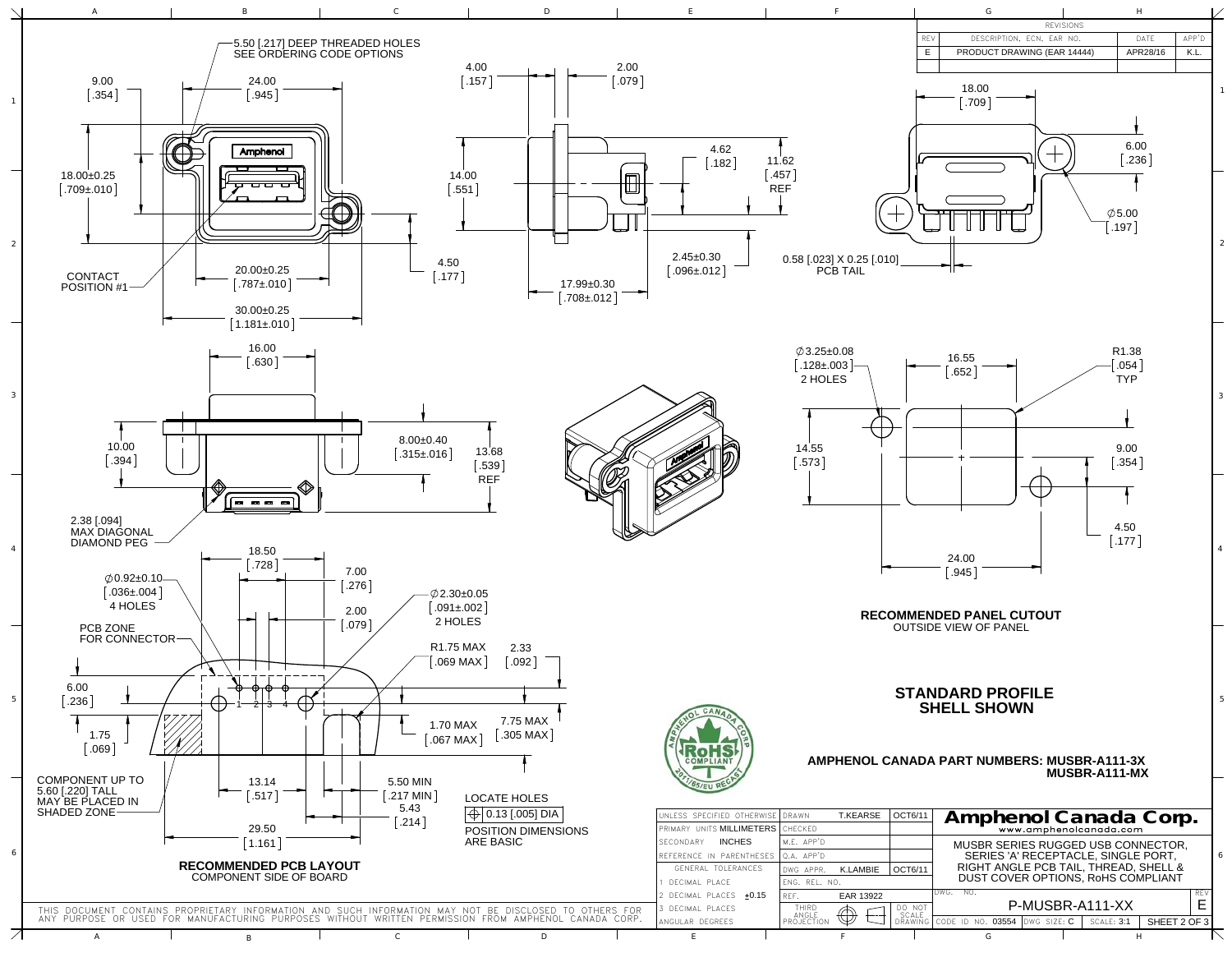| REV | DESCRIPTION, ECN, EAR NO. | DATE | APP'D |
|---|---|---|---|
| E | PRODUCT DRAWING (EAR 14444) | APR28/16 | K.L. |

5.50 [.217] DEEP THREADED HOLES SEE ORDERING CODE OPTIONS

9.00 [.354]
24.00 [.945]
18.00±0.25 [.709±.010]
CONTACT POSITION #1
20.00±0.25 [.787±.010]
30.00±0.25 [1.181±.010]
4.50 [.177]

4.00 [.157]
2.00 [.079]
14.00 [.551]
4.62 [.182]
11.62 [.457] REF
2.45±0.30 [.096±.012]
17.99±0.30 [.708±.012]

18.00 [.709]
6.00 [.236]
∅5.00 [.197]
0.58 [.023] X 0.25 [.010] PCB TAIL

16.00 [.630]
10.00 [.394]
8.00±0.40 [.315±.016]
13.68 [.539] REF
2.38 [.094] MAX DIAGONAL DIAMOND PEG

∅3.25±0.08 [.128±.003] 2 HOLES
16.55 [.652]
R1.38 [.054] TYP
14.55 [.573]
9.00 [.354]
4.50 [.177]
24.00 [.945]

**RECOMMENDED PANEL CUTOUT**
OUTSIDE VIEW OF PANEL

18.50 [.728]
7.00 [.276]
∅0.92±0.10 [.036±.004] 4 HOLES
2.00 [.079]
∅2.30±0.05 [.091±.002] 2 HOLES
PCB ZONE FOR CONNECTOR
R1.75 MAX [.069 MAX]
2.33 [.092]
6.00 [.236]
1.70 MAX [.067 MAX]
7.75 MAX [.305 MAX]
1.75 [.069]
COMPONENT UP TO 5.60 [.220] TALL MAY BE PLACED IN SHADED ZONE
13.14 [.517]
5.50 MIN [.217 MIN]
5.43 [.214]
29.50 [1.161]

LOCATE HOLES
⌖ 0.13 [.005] DIA
POSITION DIMENSIONS ARE BASIC

**RECOMMENDED PCB LAYOUT**
COMPONENT SIDE OF BOARD

**STANDARD PROFILE SHELL SHOWN**

**AMPHENOL CANADA PART NUMBERS: MUSBR-A111-3X MUSBR-A111-MX**

AMPHENOL CANADA CORP. RoHS COMPLIANT 2011/65/EU RECAST

| UNLESS SPECIFIED OTHERWISE | DRAWN | T.KEARSE | OCT6/11 |
|---|---|---|---|
| PRIMARY UNITS MILLIMETERS | CHECKED | | |
| SECONDARY INCHES | M.E. APP'D | | |
| REFERENCE IN PARENTHESES | Q.A. APP'D | | |
| GENERAL TOLERANCES | DWG APPR. | K.LAMBIE | OCT6/11 |
| 1 DECIMAL PLACE | ENG. REL. NO. | | |
| 2 DECIMAL PLACES ±0.15 | REF. | EAR 13922 | |
| 3 DECIMAL PLACES | THIRD ANGLE PROJECTION | | DO NOT SCALE DRAWING |
| ANGULAR DEGREES | | | |

**Amphenol Canada Corp.**
www.amphenolcanada.com

MUSBR SERIES RUGGED USB CONNECTOR, SERIES 'A' RECEPTACLE, SINGLE PORT, RIGHT ANGLE PCB TAIL, THREAD, SHELL & DUST COVER OPTIONS, RoHS COMPLIANT

| DWG. NO. | P-MUSBR-A111-XX | REV E |
|---|---|---|
| CODE ID NO. 03554 | DWG SIZE: C | SCALE: 3:1 |

THIS DOCUMENT CONTAINS PROPRIETARY INFORMATION AND SUCH INFORMATION MAY NOT BE DISCLOSED TO OTHERS FOR ANY PURPOSE OR USED FOR MANUFACTURING PURPOSES WITHOUT WRITTEN PERMISSION FROM AMPHENOL CANADA CORP.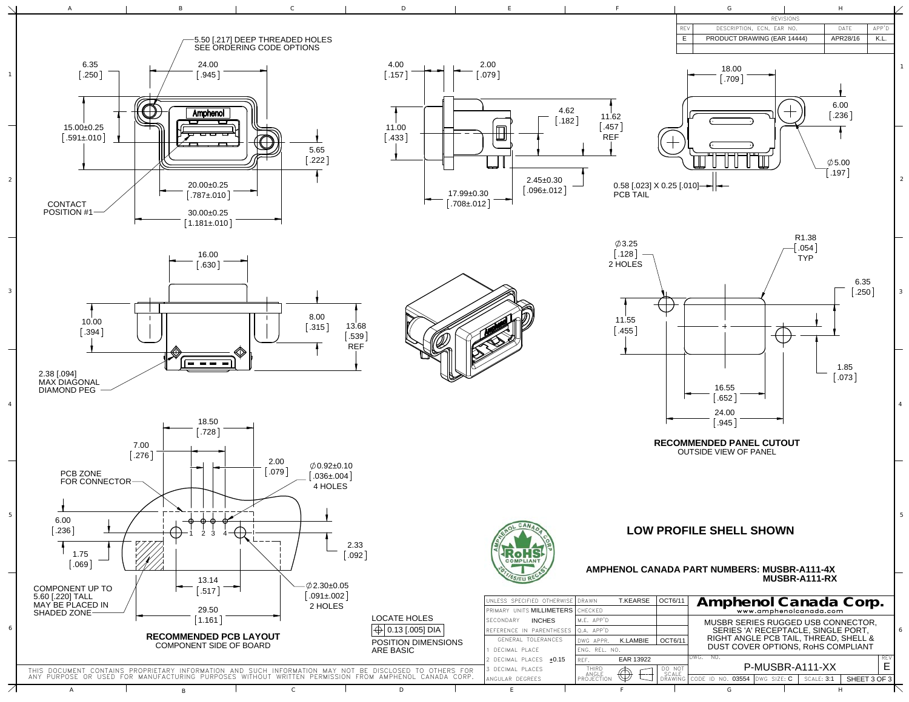| REVISIONS | | | |
|---|---|---|---|
| REV | DESCRIPTION, ECN, EAR NO. | DATE | APP'D |
| E | PRODUCT DRAWING (EAR 14444) | APR28/16 | K.L. |

5.50 [.217] DEEP THREADED HOLES
SEE ORDERING CODE OPTIONS

6.35 [.250]
24.00 [.945]
15.00±0.25 [.591±.010]
5.65 [.222]
20.00±0.25 [.787±.010]
CONTACT POSITION #1
30.00±0.25 [1.181±.010]

4.00 [.157]
2.00 [.079]
11.00 [.433]
4.62 [.182]
11.62 [.457] REF
2.45±0.30 [.096±.012]
17.99±0.30 [.708±.012]

18.00 [.709]
6.00 [.236]
∅5.00 [.197]
0.58 [.023] X 0.25 [.010] PCB TAIL

16.00 [.630]
10.00 [.394]
8.00 [.315]
13.68 [.539] REF
2.38 [.094] MAX DIAGONAL DIAMOND PEG

∅3.25 [.128] 2 HOLES
R1.38 [.054] TYP
6.35 [.250]
11.55 [.455]
1.85 [.073]
16.55 [.652]
24.00 [.945]

**RECOMMENDED PANEL CUTOUT**
OUTSIDE VIEW OF PANEL

18.50 [.728]
7.00 [.276]
2.00 [.079]
∅0.92±0.10 [.036±.004] 4 HOLES
PCB ZONE FOR CONNECTOR
6.00 [.236]
1 2 3 4
1.75 [.069]
2.33 [.092]
13.14 [.517]
∅2.30±0.05 [.091±.002] 2 HOLES
COMPONENT UP TO 5.60 [.220] TALL MAY BE PLACED IN SHADED ZONE
29.50 [1.161]

**RECOMMENDED PCB LAYOUT**
COMPONENT SIDE OF BOARD

LOCATE HOLES
⌖ 0.13 [.005] DIA
POSITION DIMENSIONS ARE BASIC

AMPHENOL CANADA CORP. RoHS COMPLIANT 2011/65/EU RECAST

**LOW PROFILE SHELL SHOWN**

**AMPHENOL CANADA PART NUMBERS: MUSBR-A111-4X**
**MUSBR-A111-RX**

THIS DOCUMENT CONTAINS PROPRIETARY INFORMATION AND SUCH INFORMATION MAY NOT BE DISCLOSED TO OTHERS FOR ANY PURPOSE OR USED FOR MANUFACTURING PURPOSES WITHOUT WRITTEN PERMISSION FROM AMPHENOL CANADA CORP.

| | | | |
|---|---|---|---|
| UNLESS SPECIFIED OTHERWISE | DRAWN | T.KEARSE | OCT6/11 |
| PRIMARY UNITS MILLIMETERS | CHECKED | | |
| SECONDARY INCHES | M.E. APP'D | | |
| REFERENCE IN PARENTHESES | Q.A. APP'D | | |
| GENERAL TOLERANCES | DWG APPR. | K.LAMBIE | OCT6/11 |
| 1 DECIMAL PLACE | ENG. REL. NO. | | |
| 2 DECIMAL PLACES ±0.15 | REF. | EAR 13922 | |
| 3 DECIMAL PLACES | THIRD ANGLE PROJECTION | | DO NOT SCALE DRAWING |
| ANGULAR DEGREES | | | |

**Amphenol Canada Corp.**
www.amphenolcanada.com

MUSBR SERIES RUGGED USB CONNECTOR, SERIES 'A' RECEPTACLE, SINGLE PORT, RIGHT ANGLE PCB TAIL, THREAD, SHELL & DUST COVER OPTIONS, RoHS COMPLIANT

DWG. NO. P-MUSBR-A111-XX REV E
CODE ID NO. 03554 DWG SIZE: C SCALE: 3:1 SHEET 3 OF 3